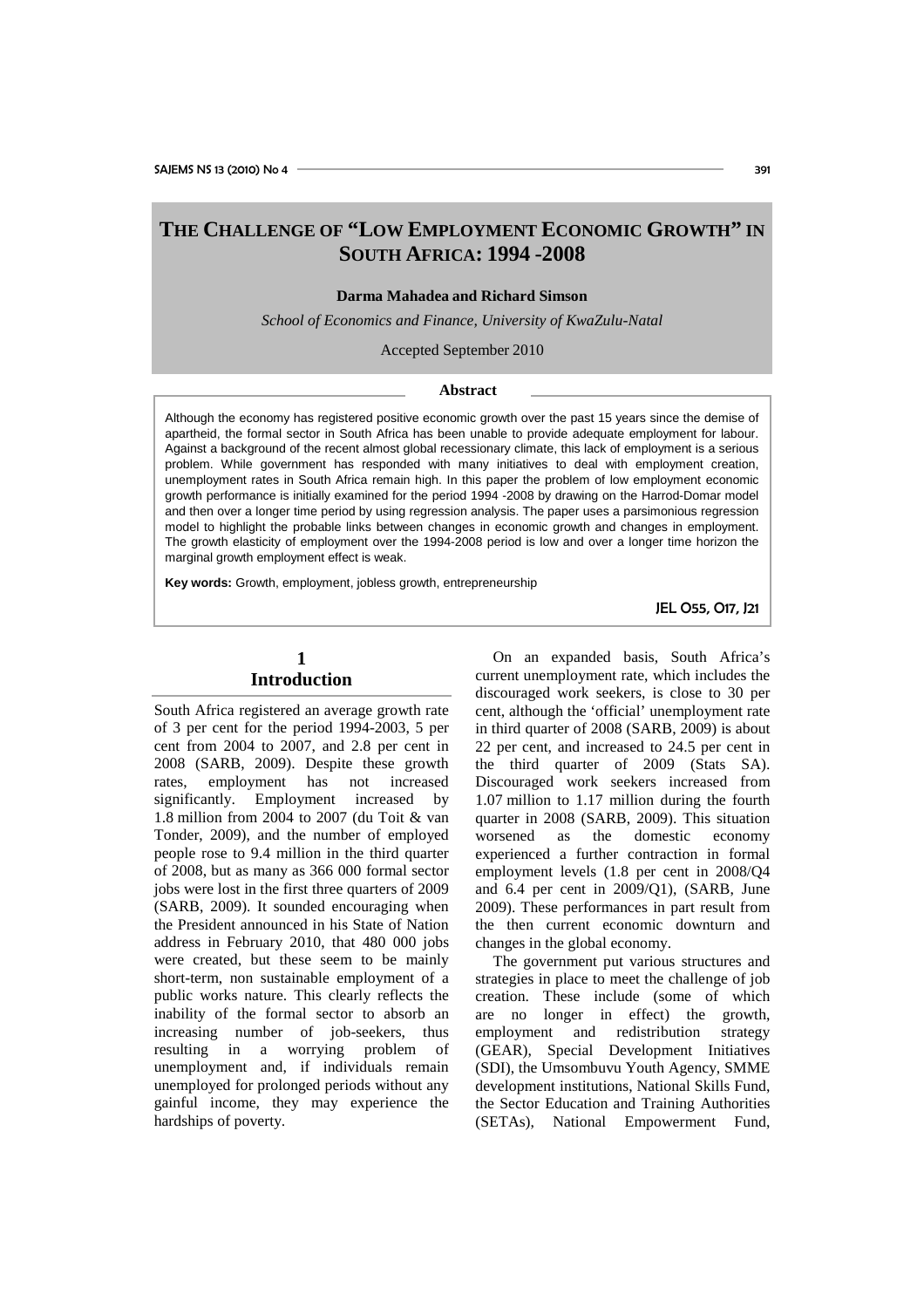# The Challenge of "Low Employment Economic Growth" in South Africa: 1994 -2008

**Darma Mahadea and Richard Simson**

*School of Economics and Finance, University of KwaZulu-Natal*

Accepted September 2010

## Abstract

Although the economy has registered positive economic growth over the past 15 years since the demise of apartheid, the formal sector in South Africa has been unable to provide adequate employment for labour. Against a background of the recent almost global recessionary climate, this lack of employment is a serious problem. While government has responded with many initiatives to deal with employment creation, unemployment rates in South Africa remain high. In this paper the problem of low employment economic growth performance is initially examined for the period 1994 -2008 by drawing on the Harrod-Domar model and then over a longer time period by using regression analysis. The paper uses a parsimonious regression model to highlight the probable links between changes in economic growth and changes in employment. The growth elasticity of employment over the 1994-2008 period is low and over a longer time horizon the marginal growth employment effect is weak.

**Key words:** Growth, employment, jobless growth, entrepreneurship

JEL O55, O17, J21

## 1 Introduction

South Africa registered an average growth rate of 3 per cent for the period 1994-2003, 5 per cent from 2004 to 2007, and 2.8 per cent in 2008 (SARB, 2009). Despite these growth rates, employment has not increased significantly. Employment increased by 1.8 million from 2004 to 2007 (du Toit & van Tonder, 2009), and the number of employed people rose to 9.4 million in the third quarter of 2008, but as many as 366 000 formal sector jobs were lost in the first three quarters of 2009 (SARB, 2009). It sounded encouraging when the President announced in his State of Nation address in February 2010, that 480 000 jobs were created, but these seem to be mainly short-term, non sustainable employment of a public works nature. This clearly reflects the inability of the formal sector to absorb an increasing number of job-seekers, thus resulting in a worrying problem of unemployment and, if individuals remain unemployed for prolonged periods without any gainful income, they may experience the hardships of poverty.

On an expanded basis, South Africa's current unemployment rate, which includes the discouraged work seekers, is close to 30 per cent, although the 'official' unemployment rate in third quarter of 2008 (SARB, 2009) is about 22 per cent, and increased to 24.5 per cent in the third quarter of 2009 (Stats SA). Discouraged work seekers increased from 1.07 million to 1.17 million during the fourth quarter in 2008 (SARB, 2009). This situation worsened as the domestic economy experienced a further contraction in formal employment levels (1.8 per cent in 2008/Q4 and 6.4 per cent in 2009/Q1), (SARB, June 2009). These performances in part result from the then current economic downturn and changes in the global economy.

The government put various structures and strategies in place to meet the challenge of job creation. These include (some of which are no longer in effect) the growth, employment and redistribution strategy (GEAR), Special Development Initiatives (SDI), the Umsombuvu Youth Agency, SMME development institutions, National Skills Fund, the Sector Education and Training Authorities (SETAs), National Empowerment Fund,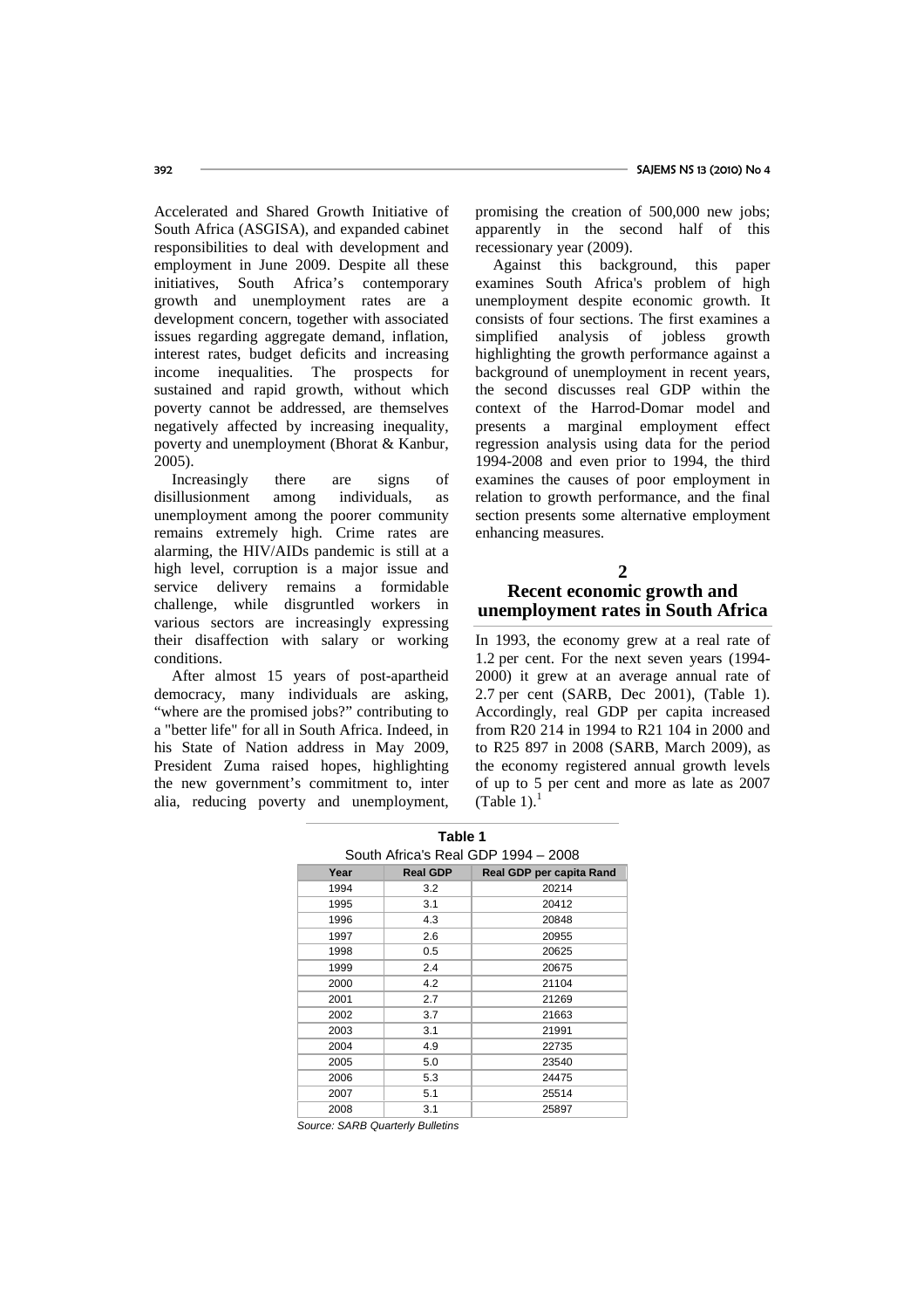Accelerated and Shared Growth Initiative of South Africa (ASGISA), and expanded cabinet responsibilities to deal with development and employment in June 2009. Despite all these initiatives, South Africa's contemporary growth and unemployment rates are a development concern, together with associated issues regarding aggregate demand, inflation, interest rates, budget deficits and increasing income inequalities. The prospects for sustained and rapid growth, without which poverty cannot be addressed, are themselves negatively affected by increasing inequality, poverty and unemployment (Bhorat & Kanbur, 2005).

Increasingly there are signs of disillusionment among individuals, as unemployment among the poorer community remains extremely high. Crime rates are alarming, the HIV/AIDs pandemic is still at a high level, corruption is a major issue and service delivery remains a formidable challenge, while disgruntled workers in various sectors are increasingly expressing their disaffection with salary or working conditions.

After almost 15 years of post-apartheid democracy, many individuals are asking, "where are the promised jobs?" contributing to a "better life" for all in South Africa. Indeed, in his State of Nation address in May 2009, President Zuma raised hopes, highlighting the new government's commitment to, inter alia, reducing poverty and unemployment, promising the creation of 500,000 new jobs; apparently in the second half of this recessionary year (2009).

Against this background, this paper examines South Africa's problem of high unemployment despite economic growth. It consists of four sections. The first examines a simplified analysis of jobless growth highlighting the growth performance against a background of unemployment in recent years, the second discusses real GDP within the context of the Harrod-Domar model and presents a marginal employment effect regression analysis using data for the period 1994-2008 and even prior to 1994, the third examines the causes of poor employment in relation to growth performance, and the final section presents some alternative employment enhancing measures.

## 2 Recent economic growth and unemployment rates in South Africa

In 1993, the economy grew at a real rate of 1.2 per cent. For the next seven years (1994-2000) it grew at an average annual rate of 2.7 per cent (SARB, Dec 2001), (Table 1). Accordingly, real GDP per capita increased from R20 214 in 1994 to R21 104 in 2000 and to R25 897 in 2008 (SARB, March 2009), as the economy registered annual growth levels of up to 5 per cent and more as late as 2007 (Table 1).[1]

**Table 1**
South Africa's Real GDP 1994 – 2008

| Year | Real GDP | Real GDP per capita Rand |
|---|---|---|
| 1994 | 3.2 | 20214 |
| 1995 | 3.1 | 20412 |
| 1996 | 4.3 | 20848 |
| 1997 | 2.6 | 20955 |
| 1998 | 0.5 | 20625 |
| 1999 | 2.4 | 20675 |
| 2000 | 4.2 | 21104 |
| 2001 | 2.7 | 21269 |
| 2002 | 3.7 | 21663 |
| 2003 | 3.1 | 21991 |
| 2004 | 4.9 | 22735 |
| 2005 | 5.0 | 23540 |
| 2006 | 5.3 | 24475 |
| 2007 | 5.1 | 25514 |
| 2008 | 3.1 | 25897 |

*Source: SARB Quarterly Bulletins*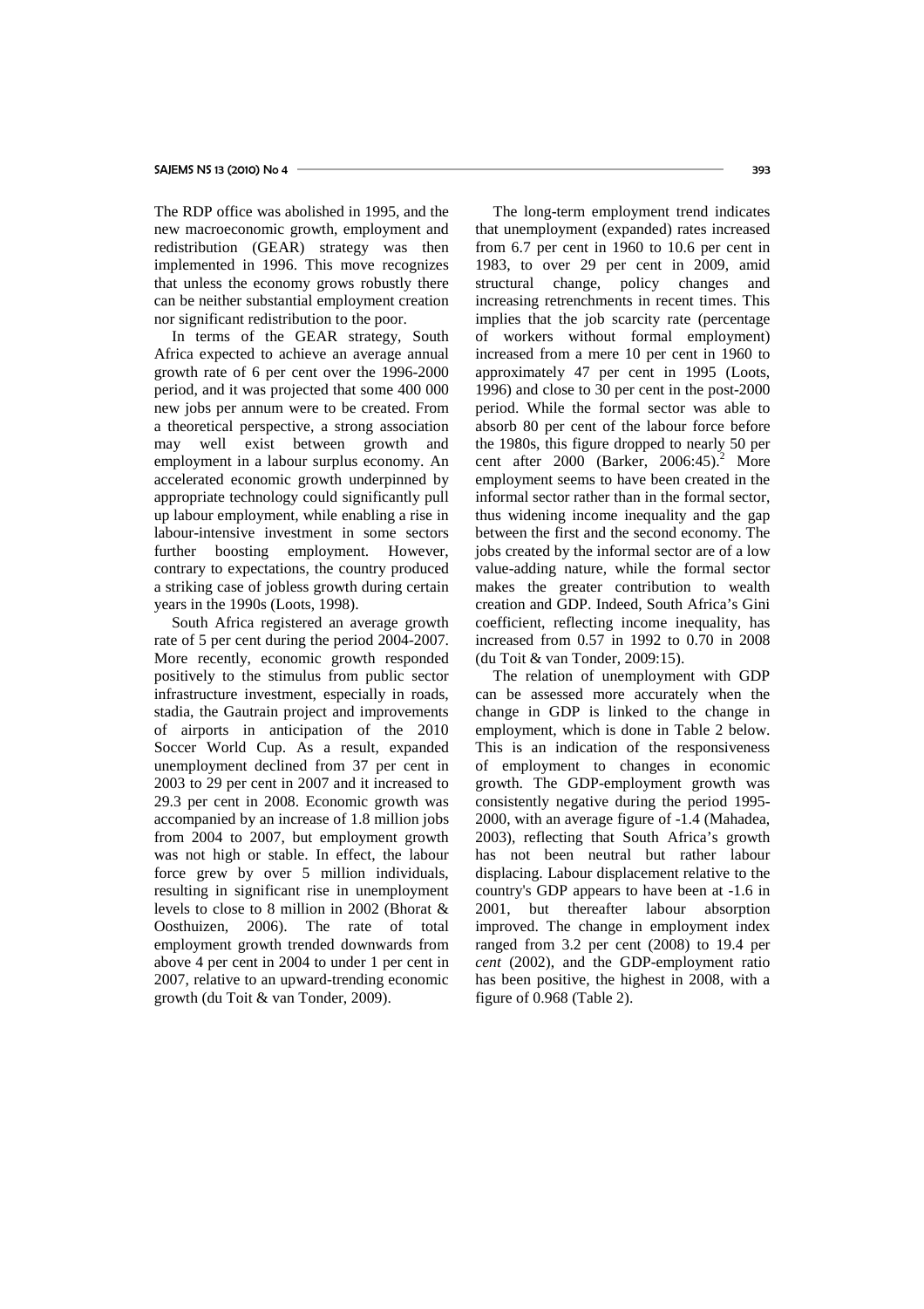The RDP office was abolished in 1995, and the new macroeconomic growth, employment and redistribution (GEAR) strategy was then implemented in 1996. This move recognizes that unless the economy grows robustly there can be neither substantial employment creation nor significant redistribution to the poor.

In terms of the GEAR strategy, South Africa expected to achieve an average annual growth rate of 6 per cent over the 1996-2000 period, and it was projected that some 400 000 new jobs per annum were to be created. From a theoretical perspective, a strong association may well exist between growth and employment in a labour surplus economy. An accelerated economic growth underpinned by appropriate technology could significantly pull up labour employment, while enabling a rise in labour-intensive investment in some sectors further boosting employment. However, contrary to expectations, the country produced a striking case of jobless growth during certain years in the 1990s (Loots, 1998).

South Africa registered an average growth rate of 5 per cent during the period 2004-2007. More recently, economic growth responded positively to the stimulus from public sector infrastructure investment, especially in roads, stadia, the Gautrain project and improvements of airports in anticipation of the 2010 Soccer World Cup. As a result, expanded unemployment declined from 37 per cent in 2003 to 29 per cent in 2007 and it increased to 29.3 per cent in 2008. Economic growth was accompanied by an increase of 1.8 million jobs from 2004 to 2007, but employment growth was not high or stable. In effect, the labour force grew by over 5 million individuals, resulting in significant rise in unemployment levels to close to 8 million in 2002 (Bhorat & Oosthuizen, 2006). The rate of total employment growth trended downwards from above 4 per cent in 2004 to under 1 per cent in 2007, relative to an upward-trending economic growth (du Toit & van Tonder, 2009).

The long-term employment trend indicates that unemployment (expanded) rates increased from 6.7 per cent in 1960 to 10.6 per cent in 1983, to over 29 per cent in 2009, amid structural change, policy changes and increasing retrenchments in recent times. This implies that the job scarcity rate (percentage of workers without formal employment) increased from a mere 10 per cent in 1960 to approximately 47 per cent in 1995 (Loots, 1996) and close to 30 per cent in the post-2000 period. While the formal sector was able to absorb 80 per cent of the labour force before the 1980s, this figure dropped to nearly 50 per cent after 2000 (Barker, 2006:45).[2] More employment seems to have been created in the informal sector rather than in the formal sector, thus widening income inequality and the gap between the first and the second economy. The jobs created by the informal sector are of a low value-adding nature, while the formal sector makes the greater contribution to wealth creation and GDP. Indeed, South Africa's Gini coefficient, reflecting income inequality, has increased from 0.57 in 1992 to 0.70 in 2008 (du Toit & van Tonder, 2009:15).

The relation of unemployment with GDP can be assessed more accurately when the change in GDP is linked to the change in employment, which is done in Table 2 below. This is an indication of the responsiveness of employment to changes in economic growth. The GDP-employment growth was consistently negative during the period 1995-2000, with an average figure of -1.4 (Mahadea, 2003), reflecting that South Africa's growth has not been neutral but rather labour displacing. Labour displacement relative to the country's GDP appears to have been at -1.6 in 2001, but thereafter labour absorption improved. The change in employment index ranged from 3.2 per cent (2008) to 19.4 per *cent* (2002), and the GDP-employment ratio has been positive, the highest in 2008, with a figure of 0.968 (Table 2).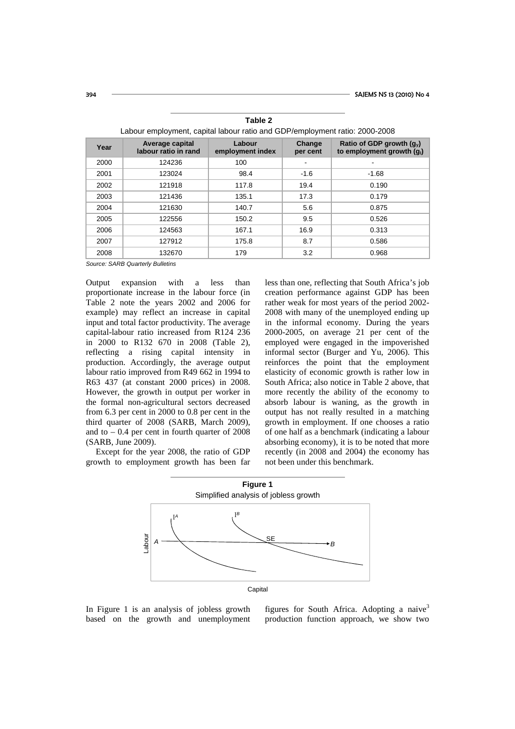**Table 2**

Labour employment, capital labour ratio and GDP/employment ratio: 2000-2008

| Year | Average capital labour ratio in rand | Labour employment index | Change per cent | Ratio of GDP growth ($g_y$) to employment growth ($g_l$) |
|---|---|---|---|---|
| 2000 | 124236 | 100 | - | - |
| 2001 | 123024 | 98.4 | -1.6 | -1.68 |
| 2002 | 121918 | 117.8 | 19.4 | 0.190 |
| 2003 | 121436 | 135.1 | 17.3 | 0.179 |
| 2004 | 121630 | 140.7 | 5.6 | 0.875 |
| 2005 | 122556 | 150.2 | 9.5 | 0.526 |
| 2006 | 124563 | 167.1 | 16.9 | 0.313 |
| 2007 | 127912 | 175.8 | 8.7 | 0.586 |
| 2008 | 132670 | 179 | 3.2 | 0.968 |

*Source: SARB Quarterly Bulletins*

Output expansion with a less than proportionate increase in the labour force (in Table 2 note the years 2002 and 2006 for example) may reflect an increase in capital input and total factor productivity. The average capital-labour ratio increased from R124 236 in 2000 to R132 670 in 2008 (Table 2), reflecting a rising capital intensity in production. Accordingly, the average output labour ratio improved from R49 662 in 1994 to R63 437 (at constant 2000 prices) in 2008. However, the growth in output per worker in the formal non-agricultural sectors decreased from 6.3 per cent in 2000 to 0.8 per cent in the third quarter of 2008 (SARB, March 2009), and to – 0.4 per cent in fourth quarter of 2008 (SARB, June 2009).

Except for the year 2008, the ratio of GDP growth to employment growth has been far less than one, reflecting that South Africa's job creation performance against GDP has been rather weak for most years of the period 2002-2008 with many of the unemployed ending up in the informal economy. During the years 2000-2005, on average 21 per cent of the employed were engaged in the impoverished informal sector (Burger and Yu, 2006). This reinforces the point that the employment elasticity of economic growth is rather low in South Africa; also notice in Table 2 above, that more recently the ability of the economy to absorb labour is waning, as the growth in output has not really resulted in a matching growth in employment. If one chooses a ratio of one half as a benchmark (indicating a labour absorbing economy), it is to be noted that more recently (in 2008 and 2004) the economy has not been under this benchmark.

**Figure 1**

Simplified analysis of jobless growth

In Figure 1 is an analysis of jobless growth based on the growth and unemployment figures for South Africa. Adopting a naive[3] production function approach, we show two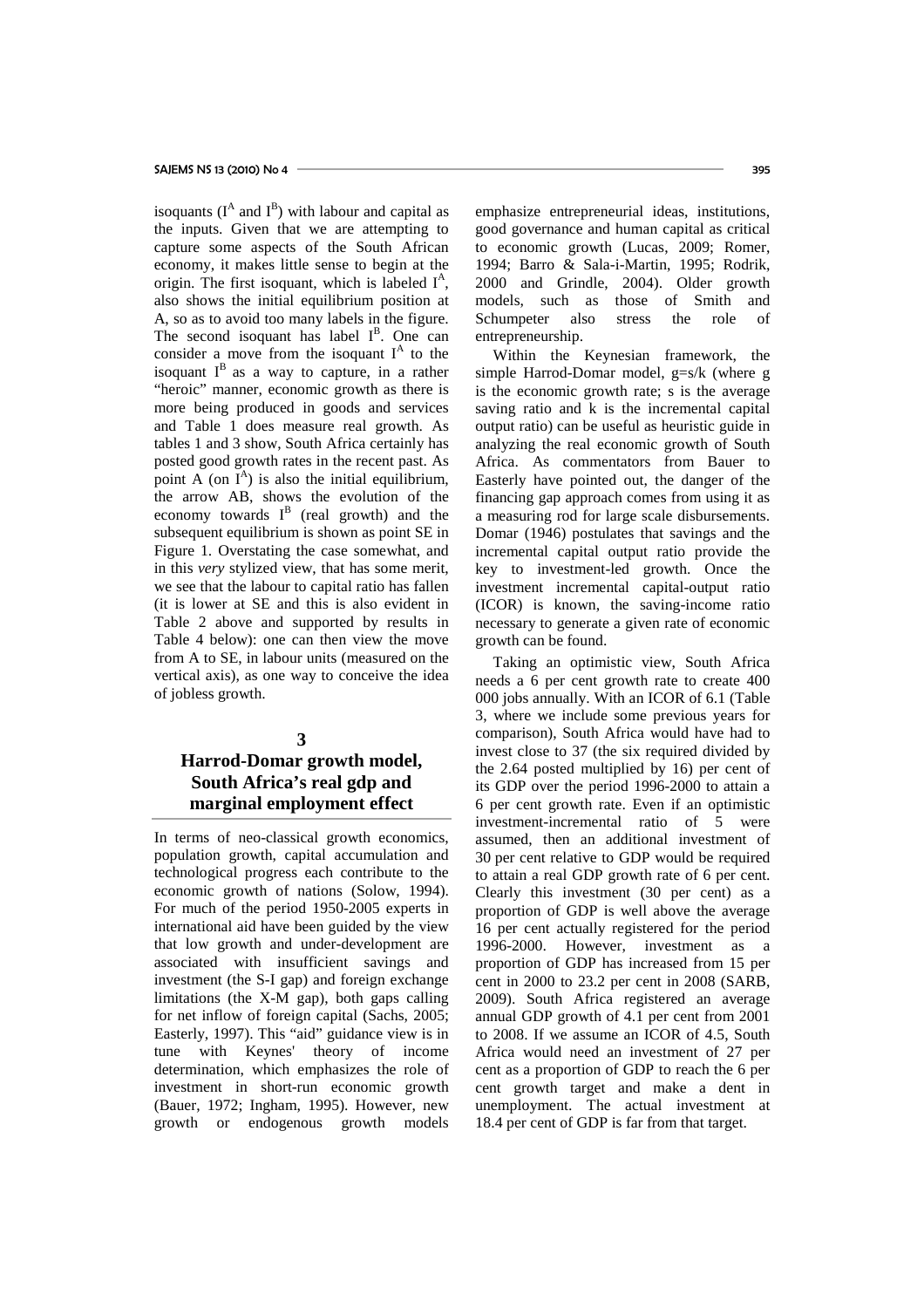isoquants ($I^A$ and $I^B$) with labour and capital as the inputs. Given that we are attempting to capture some aspects of the South African economy, it makes little sense to begin at the origin. The first isoquant, which is labeled $I^A$, also shows the initial equilibrium position at A, so as to avoid too many labels in the figure. The second isoquant has label $I^B$. One can consider a move from the isoquant $I^A$ to the isoquant $I^B$ as a way to capture, in a rather "heroic" manner, economic growth as there is more being produced in goods and services and Table 1 does measure real growth. As tables 1 and 3 show, South Africa certainly has posted good growth rates in the recent past. As point A (on $I^A$) is also the initial equilibrium, the arrow AB, shows the evolution of the economy towards $I^B$ (real growth) and the subsequent equilibrium is shown as point SE in Figure 1. Overstating the case somewhat, and in this *very* stylized view, that has some merit, we see that the labour to capital ratio has fallen (it is lower at SE and this is also evident in Table 2 above and supported by results in Table 4 below): one can then view the move from A to SE, in labour units (measured on the vertical axis), as one way to conceive the idea of jobless growth.

## 3 Harrod-Domar growth model, South Africa's real gdp and marginal employment effect

In terms of neo-classical growth economics, population growth, capital accumulation and technological progress each contribute to the economic growth of nations (Solow, 1994). For much of the period 1950-2005 experts in international aid have been guided by the view that low growth and under-development are associated with insufficient savings and investment (the S-I gap) and foreign exchange limitations (the X-M gap), both gaps calling for net inflow of foreign capital (Sachs, 2005; Easterly, 1997). This "aid" guidance view is in tune with Keynes' theory of income determination, which emphasizes the role of investment in short-run economic growth (Bauer, 1972; Ingham, 1995). However, new growth or endogenous growth models emphasize entrepreneurial ideas, institutions, good governance and human capital as critical to economic growth (Lucas, 2009; Romer, 1994; Barro & Sala-i-Martin, 1995; Rodrik, 2000 and Grindle, 2004). Older growth models, such as those of Smith and Schumpeter also stress the role of entrepreneurship.

Within the Keynesian framework, the simple Harrod-Domar model, $g=s/k$ (where g is the economic growth rate; s is the average saving ratio and k is the incremental capital output ratio) can be useful as heuristic guide in analyzing the real economic growth of South Africa. As commentators from Bauer to Easterly have pointed out, the danger of the financing gap approach comes from using it as a measuring rod for large scale disbursements. Domar (1946) postulates that savings and the incremental capital output ratio provide the key to investment-led growth. Once the investment incremental capital-output ratio (ICOR) is known, the saving-income ratio necessary to generate a given rate of economic growth can be found.

Taking an optimistic view, South Africa needs a 6 per cent growth rate to create 400 000 jobs annually. With an ICOR of 6.1 (Table 3, where we include some previous years for comparison), South Africa would have had to invest close to 37 (the six required divided by the 2.64 posted multiplied by 16) per cent of its GDP over the period 1996-2000 to attain a 6 per cent growth rate. Even if an optimistic investment-incremental ratio of 5 were assumed, then an additional investment of 30 per cent relative to GDP would be required to attain a real GDP growth rate of 6 per cent. Clearly this investment (30 per cent) as a proportion of GDP is well above the average 16 per cent actually registered for the period 1996-2000. However, investment as a proportion of GDP has increased from 15 per cent in 2000 to 23.2 per cent in 2008 (SARB, 2009). South Africa registered an average annual GDP growth of 4.1 per cent from 2001 to 2008. If we assume an ICOR of 4.5, South Africa would need an investment of 27 per cent as a proportion of GDP to reach the 6 per cent growth target and make a dent in unemployment. The actual investment at 18.4 per cent of GDP is far from that target.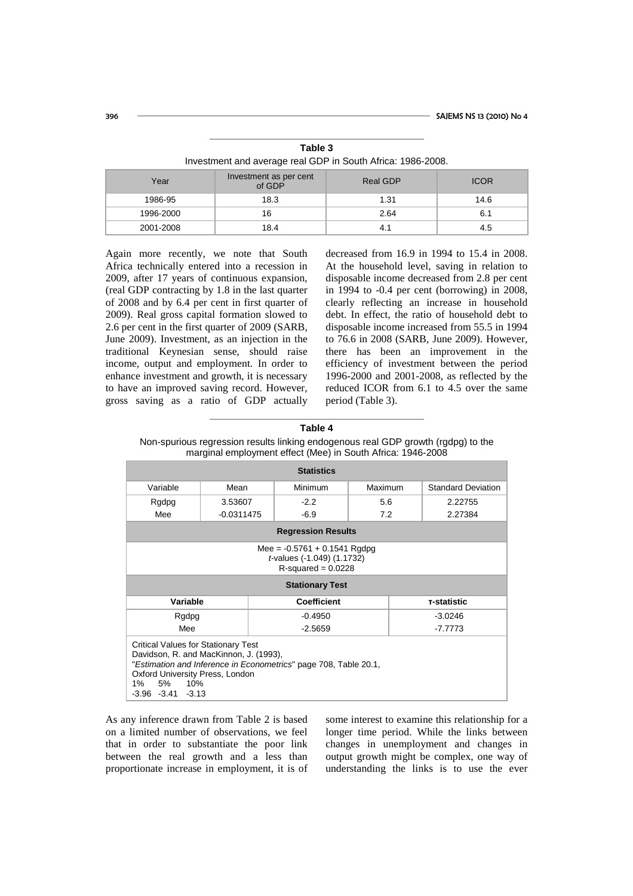**Table 3**
Investment and average real GDP in South Africa: 1986-2008.

| Year | Investment as per cent of GDP | Real GDP | ICOR |
|---|---|---|---|
| 1986-95 | 18.3 | 1.31 | 14.6 |
| 1996-2000 | 16 | 2.64 | 6.1 |
| 2001-2008 | 18.4 | 4.1 | 4.5 |

Again more recently, we note that South Africa technically entered into a recession in 2009, after 17 years of continuous expansion, (real GDP contracting by 1.8 in the last quarter of 2008 and by 6.4 per cent in first quarter of 2009). Real gross capital formation slowed to 2.6 per cent in the first quarter of 2009 (SARB, June 2009). Investment, as an injection in the traditional Keynesian sense, should raise income, output and employment. In order to enhance investment and growth, it is necessary to have an improved saving record. However, gross saving as a ratio of GDP actually decreased from 16.9 in 1994 to 15.4 in 2008. At the household level, saving in relation to disposable income decreased from 2.8 per cent in 1994 to -0.4 per cent (borrowing) in 2008, clearly reflecting an increase in household debt. In effect, the ratio of household debt to disposable income increased from 55.5 in 1994 to 76.6 in 2008 (SARB, June 2009). However, there has been an improvement in the efficiency of investment between the period 1996-2000 and 2001-2008, as reflected by the reduced ICOR from 6.1 to 4.5 over the same period (Table 3).

**Table 4**
Non-spurious regression results linking endogenous real GDP growth (rgdpg) to the marginal employment effect (Mee) in South Africa: 1946-2008

| **Statistics** | | | | |
|---|---|---|---|---|
| Variable | Mean | Minimum | Maximum | Standard Deviation |
| Rgdpg | 3.53607 | -2.2 | 5.6 | 2.22755 |
| Mee | -0.0311475 | -6.9 | 7.2 | 2.27384 |

**Regression Results**

$$Mee = -0.5761 + 0.1541\ Rgdpg$$

*t*-values (-1.049) (1.1732)

R-squared = 0.0228

**Stationary Test**

| Variable | Coefficient | τ-statistic |
|---|---|---|
| Rgdpg | -0.4950 | -3.0246 |
| Mee | -2.5659 | -7.7773 |

Critical Values for Stationary Test
Davidson, R. and MacKinnon, J. (1993),
"*Estimation and Inference in Econometrics*" page 708, Table 20.1,
Oxford University Press, London

| 1% | 5% | 10% |
|---|---|---|
| -3.96 | -3.41 | -3.13 |

As any inference drawn from Table 2 is based on a limited number of observations, we feel that in order to substantiate the poor link between the real growth and a less than proportionate increase in employment, it is of some interest to examine this relationship for a longer time period. While the links between changes in unemployment and changes in output growth might be complex, one way of understanding the links is to use the ever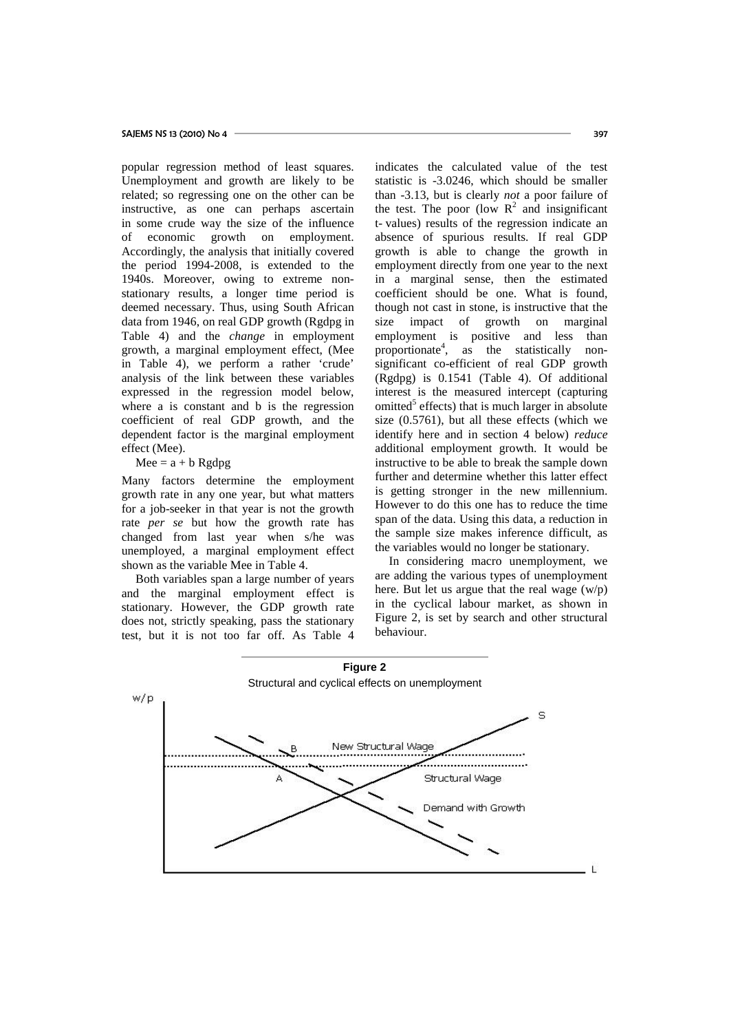popular regression method of least squares. Unemployment and growth are likely to be related; so regressing one on the other can be instructive, as one can perhaps ascertain in some crude way the size of the influence of economic growth on employment. Accordingly, the analysis that initially covered the period 1994-2008, is extended to the 1940s. Moreover, owing to extreme non-stationary results, a longer time period is deemed necessary. Thus, using South African data from 1946, on real GDP growth (Rgdpg in Table 4) and the *change* in employment growth, a marginal employment effect, (Mee in Table 4), we perform a rather 'crude' analysis of the link between these variables expressed in the regression model below, where a is constant and b is the regression coefficient of real GDP growth, and the dependent factor is the marginal employment effect (Mee).

$$\text{Mee} = a + b \text{ Rgdpg}$$

Many factors determine the employment growth rate in any one year, but what matters for a job-seeker in that year is not the growth rate *per se* but how the growth rate has changed from last year when s/he was unemployed, a marginal employment effect shown as the variable Mee in Table 4.

Both variables span a large number of years and the marginal employment effect is stationary. However, the GDP growth rate does not, strictly speaking, pass the stationary test, but it is not too far off. As Table 4 indicates the calculated value of the test statistic is -3.0246, which should be smaller than -3.13, but is clearly *not* a poor failure of the test. The poor (low $R^2$ and insignificant t- values) results of the regression indicate an absence of spurious results. If real GDP growth is able to change the growth in employment directly from one year to the next in a marginal sense, then the estimated coefficient should be one. What is found, though not cast in stone, is instructive that the size impact of growth on marginal employment is positive and less than proportionate[4], as the statistically non-significant co-efficient of real GDP growth (Rgdpg) is 0.1541 (Table 4). Of additional interest is the measured intercept (capturing omitted[5] effects) that is much larger in absolute size (0.5761), but all these effects (which we identify here and in section 4 below) *reduce* additional employment growth. It would be instructive to be able to break the sample down further and determine whether this latter effect is getting stronger in the new millennium. However to do this one has to reduce the time span of the data. Using this data, a reduction in the sample size makes inference difficult, as the variables would no longer be stationary.

In considering macro unemployment, we are adding the various types of unemployment here. But let us argue that the real wage (w/p) in the cyclical labour market, as shown in Figure 2, is set by search and other structural behaviour.

**Figure 2**

Structural and cyclical effects on unemployment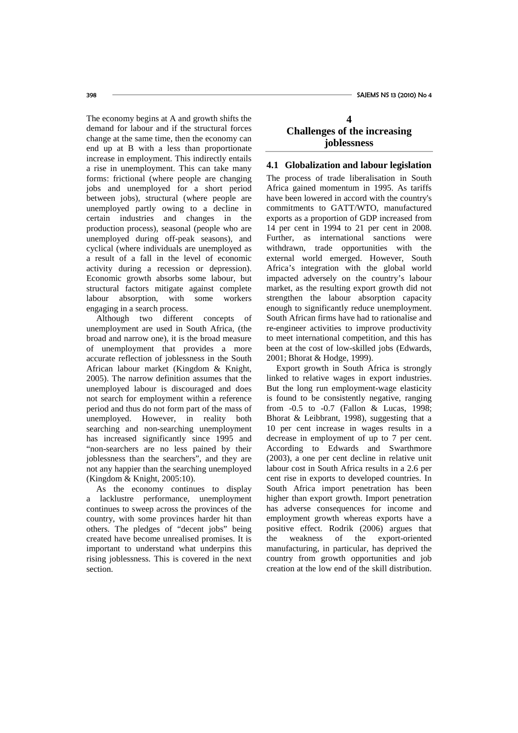The economy begins at A and growth shifts the demand for labour and if the structural forces change at the same time, then the economy can end up at B with a less than proportionate increase in employment. This indirectly entails a rise in unemployment. This can take many forms: frictional (where people are changing jobs and unemployed for a short period between jobs), structural (where people are unemployed partly owing to a decline in certain industries and changes in the production process), seasonal (people who are unemployed during off-peak seasons), and cyclical (where individuals are unemployed as a result of a fall in the level of economic activity during a recession or depression). Economic growth absorbs some labour, but structural factors mitigate against complete labour absorption, with some workers engaging in a search process.

Although two different concepts of unemployment are used in South Africa, (the broad and narrow one), it is the broad measure of unemployment that provides a more accurate reflection of joblessness in the South African labour market (Kingdom & Knight, 2005). The narrow definition assumes that the unemployed labour is discouraged and does not search for employment within a reference period and thus do not form part of the mass of unemployed. However, in reality both searching and non-searching unemployment has increased significantly since 1995 and "non-searchers are no less pained by their joblessness than the searchers", and they are not any happier than the searching unemployed (Kingdom & Knight, 2005:10).

As the economy continues to display a lacklustre performance, unemployment continues to sweep across the provinces of the country, with some provinces harder hit than others. The pledges of "decent jobs" being created have become unrealised promises. It is important to understand what underpins this rising joblessness. This is covered in the next section.

# 4 Challenges of the increasing joblessness

## 4.1 Globalization and labour legislation

The process of trade liberalisation in South Africa gained momentum in 1995. As tariffs have been lowered in accord with the country's commitments to GATT/WTO, manufactured exports as a proportion of GDP increased from 14 per cent in 1994 to 21 per cent in 2008. Further, as international sanctions were withdrawn, trade opportunities with the external world emerged. However, South Africa's integration with the global world impacted adversely on the country's labour market, as the resulting export growth did not strengthen the labour absorption capacity enough to significantly reduce unemployment. South African firms have had to rationalise and re-engineer activities to improve productivity to meet international competition, and this has been at the cost of low-skilled jobs (Edwards, 2001; Bhorat & Hodge, 1999).

Export growth in South Africa is strongly linked to relative wages in export industries. But the long run employment-wage elasticity is found to be consistently negative, ranging from -0.5 to -0.7 (Fallon & Lucas, 1998; Bhorat & Leibbrant, 1998), suggesting that a 10 per cent increase in wages results in a decrease in employment of up to 7 per cent. According to Edwards and Swarthmore (2003), a one per cent decline in relative unit labour cost in South Africa results in a 2.6 per cent rise in exports to developed countries. In South Africa import penetration has been higher than export growth. Import penetration has adverse consequences for income and employment growth whereas exports have a positive effect. Rodrik (2006) argues that the weakness of the export-oriented manufacturing, in particular, has deprived the country from growth opportunities and job creation at the low end of the skill distribution.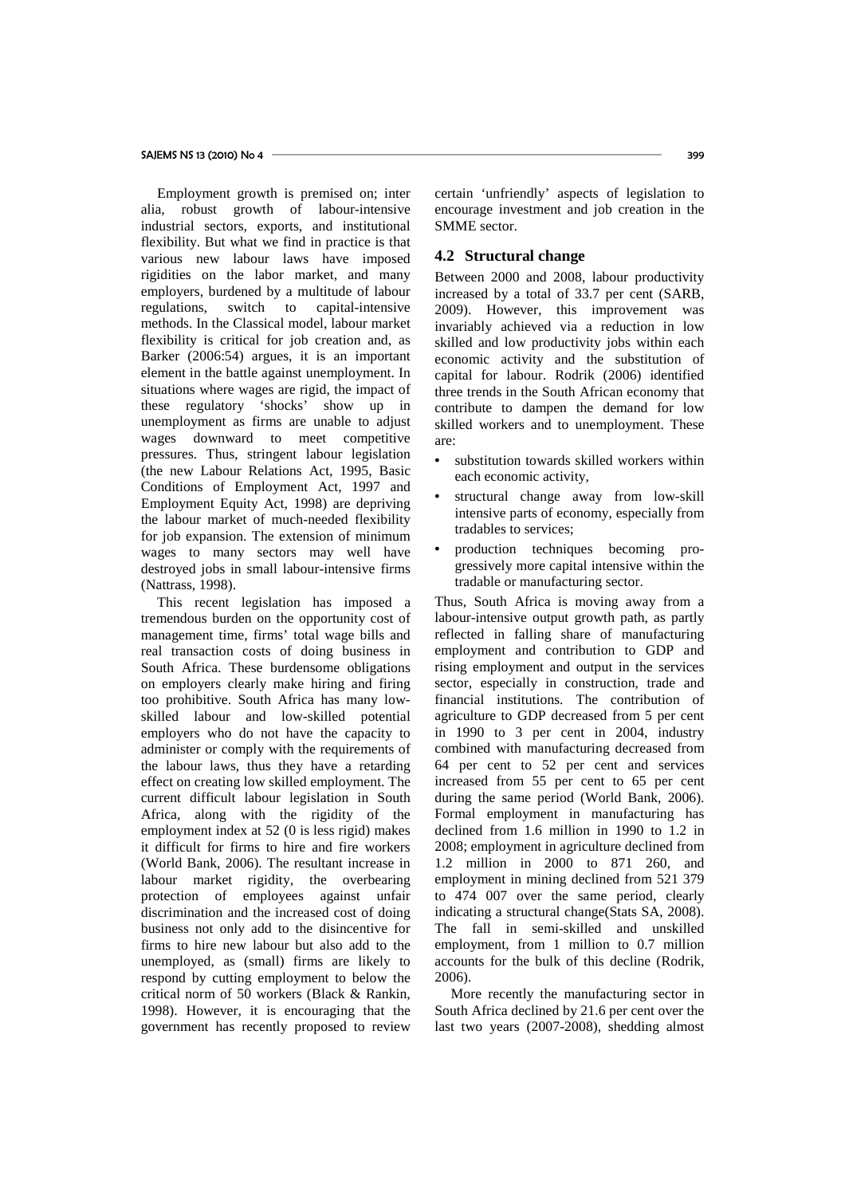Employment growth is premised on; inter alia, robust growth of labour-intensive industrial sectors, exports, and institutional flexibility. But what we find in practice is that various new labour laws have imposed rigidities on the labor market, and many employers, burdened by a multitude of labour regulations, switch to capital-intensive methods. In the Classical model, labour market flexibility is critical for job creation and, as Barker (2006:54) argues, it is an important element in the battle against unemployment. In situations where wages are rigid, the impact of these regulatory 'shocks' show up in unemployment as firms are unable to adjust wages downward to meet competitive pressures. Thus, stringent labour legislation (the new Labour Relations Act, 1995, Basic Conditions of Employment Act, 1997 and Employment Equity Act, 1998) are depriving the labour market of much-needed flexibility for job expansion. The extension of minimum wages to many sectors may well have destroyed jobs in small labour-intensive firms (Nattrass, 1998).

This recent legislation has imposed a tremendous burden on the opportunity cost of management time, firms' total wage bills and real transaction costs of doing business in South Africa. These burdensome obligations on employers clearly make hiring and firing too prohibitive. South Africa has many low-skilled labour and low-skilled potential employers who do not have the capacity to administer or comply with the requirements of the labour laws, thus they have a retarding effect on creating low skilled employment. The current difficult labour legislation in South Africa, along with the rigidity of the employment index at 52 (0 is less rigid) makes it difficult for firms to hire and fire workers (World Bank, 2006). The resultant increase in labour market rigidity, the overbearing protection of employees against unfair discrimination and the increased cost of doing business not only add to the disincentive for firms to hire new labour but also add to the unemployed, as (small) firms are likely to respond by cutting employment to below the critical norm of 50 workers (Black & Rankin, 1998). However, it is encouraging that the government has recently proposed to review certain 'unfriendly' aspects of legislation to encourage investment and job creation in the SMME sector.

### 4.2 Structural change

Between 2000 and 2008, labour productivity increased by a total of 33.7 per cent (SARB, 2009). However, this improvement was invariably achieved via a reduction in low skilled and low productivity jobs within each economic activity and the substitution of capital for labour. Rodrik (2006) identified three trends in the South African economy that contribute to dampen the demand for low skilled workers and to unemployment. These are:

- substitution towards skilled workers within each economic activity,
- structural change away from low-skill intensive parts of economy, especially from tradables to services;
- production techniques becoming progressively more capital intensive within the tradable or manufacturing sector.

Thus, South Africa is moving away from a labour-intensive output growth path, as partly reflected in falling share of manufacturing employment and contribution to GDP and rising employment and output in the services sector, especially in construction, trade and financial institutions. The contribution of agriculture to GDP decreased from 5 per cent in 1990 to 3 per cent in 2004, industry combined with manufacturing decreased from 64 per cent to 52 per cent and services increased from 55 per cent to 65 per cent during the same period (World Bank, 2006). Formal employment in manufacturing has declined from 1.6 million in 1990 to 1.2 in 2008; employment in agriculture declined from 1.2 million in 2000 to 871 260, and employment in mining declined from 521 379 to 474 007 over the same period, clearly indicating a structural change(Stats SA, 2008). The fall in semi-skilled and unskilled employment, from 1 million to 0.7 million accounts for the bulk of this decline (Rodrik, 2006).

More recently the manufacturing sector in South Africa declined by 21.6 per cent over the last two years (2007-2008), shedding almost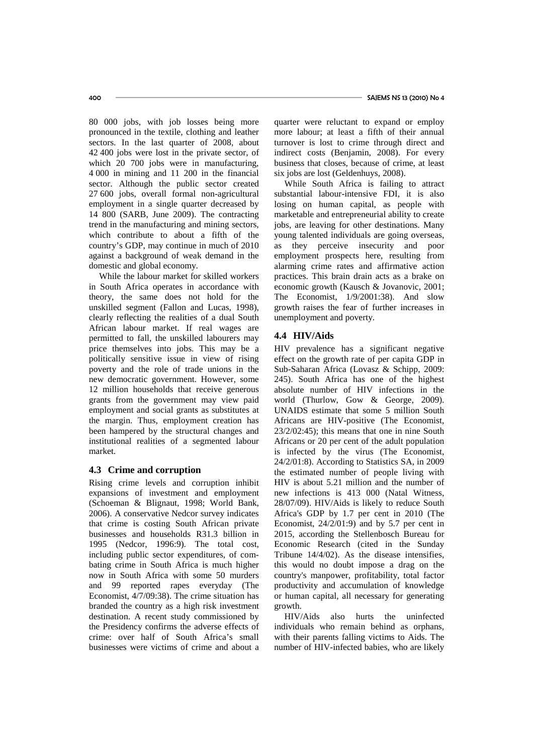80 000 jobs, with job losses being more pronounced in the textile, clothing and leather sectors. In the last quarter of 2008, about 42 400 jobs were lost in the private sector, of which 20 700 jobs were in manufacturing, 4 000 in mining and 11 200 in the financial sector. Although the public sector created 27 600 jobs, overall formal non-agricultural employment in a single quarter decreased by 14 800 (SARB, June 2009). The contracting trend in the manufacturing and mining sectors, which contribute to about a fifth of the country's GDP, may continue in much of 2010 against a background of weak demand in the domestic and global economy.

While the labour market for skilled workers in South Africa operates in accordance with theory, the same does not hold for the unskilled segment (Fallon and Lucas, 1998), clearly reflecting the realities of a dual South African labour market. If real wages are permitted to fall, the unskilled labourers may price themselves into jobs. This may be a politically sensitive issue in view of rising poverty and the role of trade unions in the new democratic government. However, some 12 million households that receive generous grants from the government may view paid employment and social grants as substitutes at the margin. Thus, employment creation has been hampered by the structural changes and institutional realities of a segmented labour market.

## 4.3 Crime and corruption

Rising crime levels and corruption inhibit expansions of investment and employment (Schoeman & Blignaut, 1998; World Bank, 2006). A conservative Nedcor survey indicates that crime is costing South African private businesses and households R31.3 billion in 1995 (Nedcor, 1996:9). The total cost, including public sector expenditures, of combating crime in South Africa is much higher now in South Africa with some 50 murders and 99 reported rapes everyday (The Economist, 4/7/09:38). The crime situation has branded the country as a high risk investment destination. A recent study commissioned by the Presidency confirms the adverse effects of crime: over half of South Africa's small businesses were victims of crime and about a quarter were reluctant to expand or employ more labour; at least a fifth of their annual turnover is lost to crime through direct and indirect costs (Benjamin, 2008). For every business that closes, because of crime, at least six jobs are lost (Geldenhuys, 2008).

While South Africa is failing to attract substantial labour-intensive FDI, it is also losing on human capital, as people with marketable and entrepreneurial ability to create jobs, are leaving for other destinations. Many young talented individuals are going overseas, as they perceive insecurity and poor employment prospects here, resulting from alarming crime rates and affirmative action practices. This brain drain acts as a brake on economic growth (Kausch & Jovanovic, 2001; The Economist, 1/9/2001:38). And slow growth raises the fear of further increases in unemployment and poverty.

## 4.4 HIV/Aids

HIV prevalence has a significant negative effect on the growth rate of per capita GDP in Sub-Saharan Africa (Lovasz & Schipp, 2009: 245). South Africa has one of the highest absolute number of HIV infections in the world (Thurlow, Gow & George, 2009). UNAIDS estimate that some 5 million South Africans are HIV-positive (The Economist, 23/2/02:45); this means that one in nine South Africans or 20 per cent of the adult population is infected by the virus (The Economist, 24/2/01:8). According to Statistics SA, in 2009 the estimated number of people living with HIV is about 5.21 million and the number of new infections is 413 000 (Natal Witness, 28/07/09). HIV/Aids is likely to reduce South Africa's GDP by 1.7 per cent in 2010 (The Economist, 24/2/01:9) and by 5.7 per cent in 2015, according the Stellenbosch Bureau for Economic Research (cited in the Sunday Tribune 14/4/02). As the disease intensifies, this would no doubt impose a drag on the country's manpower, profitability, total factor productivity and accumulation of knowledge or human capital, all necessary for generating growth.

HIV/Aids also hurts the uninfected individuals who remain behind as orphans, with their parents falling victims to Aids. The number of HIV-infected babies, who are likely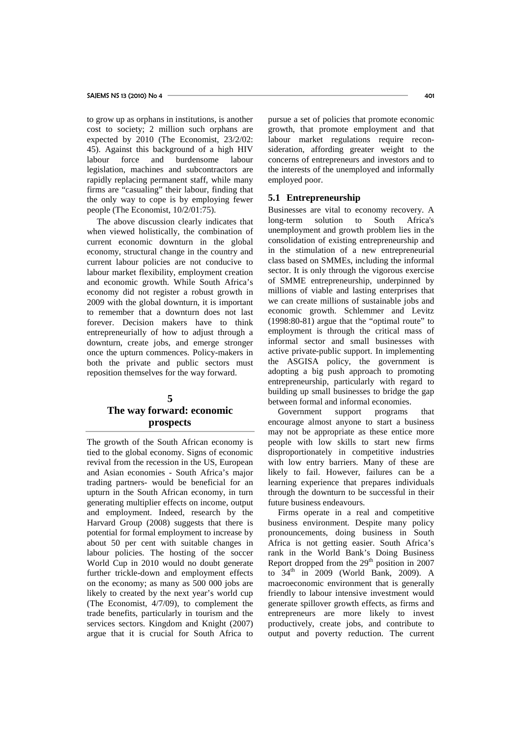to grow up as orphans in institutions, is another cost to society; 2 million such orphans are expected by 2010 (The Economist, 23/2/02: 45). Against this background of a high HIV labour force and burdensome labour legislation, machines and subcontractors are rapidly replacing permanent staff, while many firms are "casualing" their labour, finding that the only way to cope is by employing fewer people (The Economist, 10/2/01:75).

The above discussion clearly indicates that when viewed holistically, the combination of current economic downturn in the global economy, structural change in the country and current labour policies are not conducive to labour market flexibility, employment creation and economic growth. While South Africa's economy did not register a robust growth in 2009 with the global downturn, it is important to remember that a downturn does not last forever. Decision makers have to think entrepreneurially of how to adjust through a downturn, create jobs, and emerge stronger once the upturn commences. Policy-makers in both the private and public sectors must reposition themselves for the way forward.

## 5 The way forward: economic prospects

The growth of the South African economy is tied to the global economy. Signs of economic revival from the recession in the US, European and Asian economies - South Africa's major trading partners- would be beneficial for an upturn in the South African economy, in turn generating multiplier effects on income, output and employment. Indeed, research by the Harvard Group (2008) suggests that there is potential for formal employment to increase by about 50 per cent with suitable changes in labour policies. The hosting of the soccer World Cup in 2010 would no doubt generate further trickle-down and employment effects on the economy; as many as 500 000 jobs are likely to created by the next year's world cup (The Economist, 4/7/09), to complement the trade benefits, particularly in tourism and the services sectors. Kingdom and Knight (2007) argue that it is crucial for South Africa to pursue a set of policies that promote economic growth, that promote employment and that labour market regulations require reconsideration, affording greater weight to the concerns of entrepreneurs and investors and to the interests of the unemployed and informally employed poor.

### 5.1 Entrepreneurship

Businesses are vital to economy recovery. A long-term solution to South Africa's unemployment and growth problem lies in the consolidation of existing entrepreneurship and in the stimulation of a new entrepreneurial class based on SMMEs, including the informal sector. It is only through the vigorous exercise of SMME entrepreneurship, underpinned by millions of viable and lasting enterprises that we can create millions of sustainable jobs and economic growth. Schlemmer and Levitz (1998:80-81) argue that the "optimal route" to employment is through the critical mass of informal sector and small businesses with active private-public support. In implementing the ASGISA policy, the government is adopting a big push approach to promoting entrepreneurship, particularly with regard to building up small businesses to bridge the gap between formal and informal economies.

Government support programs that encourage almost anyone to start a business may not be appropriate as these entice more people with low skills to start new firms disproportionately in competitive industries with low entry barriers. Many of these are likely to fail. However, failures can be a learning experience that prepares individuals through the downturn to be successful in their future business endeavours.

Firms operate in a real and competitive business environment. Despite many policy pronouncements, doing business in South Africa is not getting easier. South Africa's rank in the World Bank's Doing Business Report dropped from the 29th position in 2007 to 34th in 2009 (World Bank, 2009). A macroeconomic environment that is generally friendly to labour intensive investment would generate spillover growth effects, as firms and entrepreneurs are more likely to invest productively, create jobs, and contribute to output and poverty reduction. The current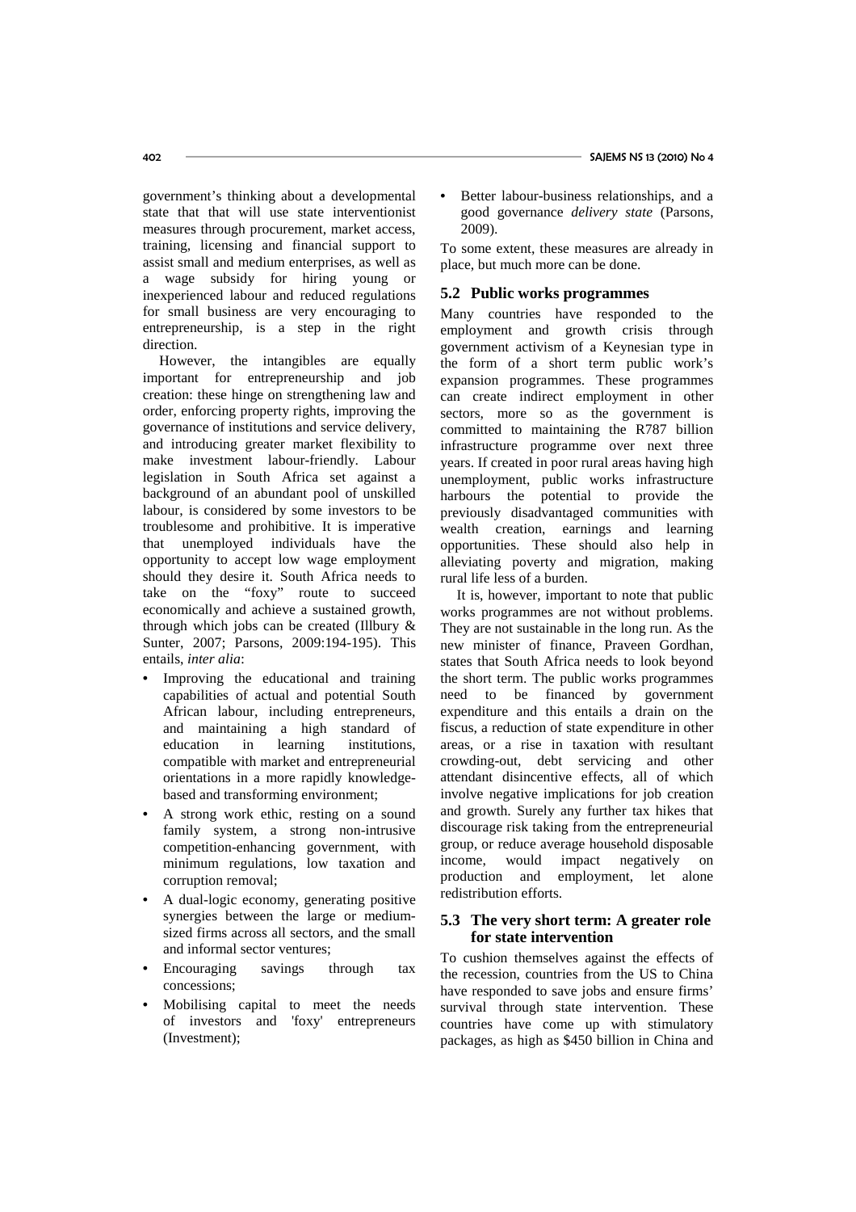government's thinking about a developmental state that that will use state interventionist measures through procurement, market access, training, licensing and financial support to assist small and medium enterprises, as well as a wage subsidy for hiring young or inexperienced labour and reduced regulations for small business are very encouraging to entrepreneurship, is a step in the right direction.

However, the intangibles are equally important for entrepreneurship and job creation: these hinge on strengthening law and order, enforcing property rights, improving the governance of institutions and service delivery, and introducing greater market flexibility to make investment labour-friendly. Labour legislation in South Africa set against a background of an abundant pool of unskilled labour, is considered by some investors to be troublesome and prohibitive. It is imperative that unemployed individuals have the opportunity to accept low wage employment should they desire it. South Africa needs to take on the "foxy" route to succeed economically and achieve a sustained growth, through which jobs can be created (Illbury & Sunter, 2007; Parsons, 2009:194-195). This entails, *inter alia*:

- Improving the educational and training capabilities of actual and potential South African labour, including entrepreneurs, and maintaining a high standard of education in learning institutions, compatible with market and entrepreneurial orientations in a more rapidly knowledge-based and transforming environment;
- A strong work ethic, resting on a sound family system, a strong non-intrusive competition-enhancing government, with minimum regulations, low taxation and corruption removal;
- A dual-logic economy, generating positive synergies between the large or medium-sized firms across all sectors, and the small and informal sector ventures;
- Encouraging savings through tax concessions;
- Mobilising capital to meet the needs of investors and 'foxy' entrepreneurs (Investment);
- Better labour-business relationships, and a good governance *delivery state* (Parsons, 2009).

To some extent, these measures are already in place, but much more can be done.

## 5.2 Public works programmes

Many countries have responded to the employment and growth crisis through government activism of a Keynesian type in the form of a short term public work's expansion programmes. These programmes can create indirect employment in other sectors, more so as the government is committed to maintaining the R787 billion infrastructure programme over next three years. If created in poor rural areas having high unemployment, public works infrastructure harbours the potential to provide the previously disadvantaged communities with wealth creation, earnings and learning opportunities. These should also help in alleviating poverty and migration, making rural life less of a burden.

It is, however, important to note that public works programmes are not without problems. They are not sustainable in the long run. As the new minister of finance, Praveen Gordhan, states that South Africa needs to look beyond the short term. The public works programmes need to be financed by government expenditure and this entails a drain on the fiscus, a reduction of state expenditure in other areas, or a rise in taxation with resultant crowding-out, debt servicing and other attendant disincentive effects, all of which involve negative implications for job creation and growth. Surely any further tax hikes that discourage risk taking from the entrepreneurial group, or reduce average household disposable income, would impact negatively on production and employment, let alone redistribution efforts.

## 5.3 The very short term: A greater role for state intervention

To cushion themselves against the effects of the recession, countries from the US to China have responded to save jobs and ensure firms' survival through state intervention. These countries have come up with stimulatory packages, as high as \$450 billion in China and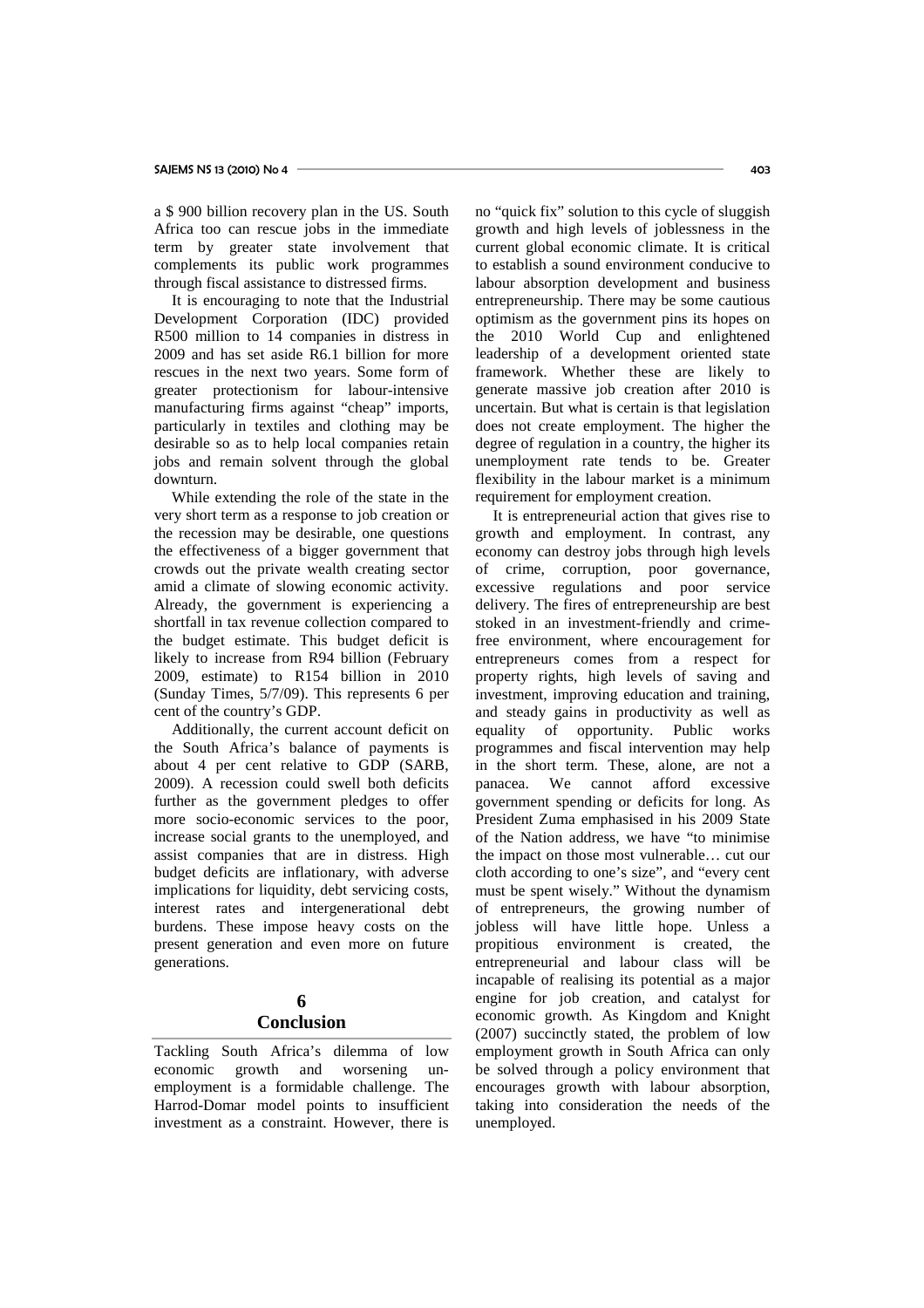a $ 900 billion recovery plan in the US. South Africa too can rescue jobs in the immediate term by greater state involvement that complements its public work programmes through fiscal assistance to distressed firms.

It is encouraging to note that the Industrial Development Corporation (IDC) provided R500 million to 14 companies in distress in 2009 and has set aside R6.1 billion for more rescues in the next two years. Some form of greater protectionism for labour-intensive manufacturing firms against "cheap" imports, particularly in textiles and clothing may be desirable so as to help local companies retain jobs and remain solvent through the global downturn.

While extending the role of the state in the very short term as a response to job creation or the recession may be desirable, one questions the effectiveness of a bigger government that crowds out the private wealth creating sector amid a climate of slowing economic activity. Already, the government is experiencing a shortfall in tax revenue collection compared to the budget estimate. This budget deficit is likely to increase from R94 billion (February 2009, estimate) to R154 billion in 2010 (Sunday Times, 5/7/09). This represents 6 per cent of the country's GDP.

Additionally, the current account deficit on the South Africa's balance of payments is about 4 per cent relative to GDP (SARB, 2009). A recession could swell both deficits further as the government pledges to offer more socio-economic services to the poor, increase social grants to the unemployed, and assist companies that are in distress. High budget deficits are inflationary, with adverse implications for liquidity, debt servicing costs, interest rates and intergenerational debt burdens. These impose heavy costs on the present generation and even more on future generations.

## 6 Conclusion

Tackling South Africa's dilemma of low economic growth and worsening unemployment is a formidable challenge. The Harrod-Domar model points to insufficient investment as a constraint. However, there is no "quick fix" solution to this cycle of sluggish growth and high levels of joblessness in the current global economic climate. It is critical to establish a sound environment conducive to labour absorption development and business entrepreneurship. There may be some cautious optimism as the government pins its hopes on the 2010 World Cup and enlightened leadership of a development oriented state framework. Whether these are likely to generate massive job creation after 2010 is uncertain. But what is certain is that legislation does not create employment. The higher the degree of regulation in a country, the higher its unemployment rate tends to be. Greater flexibility in the labour market is a minimum requirement for employment creation.

It is entrepreneurial action that gives rise to growth and employment. In contrast, any economy can destroy jobs through high levels of crime, corruption, poor governance, excessive regulations and poor service delivery. The fires of entrepreneurship are best stoked in an investment-friendly and crime-free environment, where encouragement for entrepreneurs comes from a respect for property rights, high levels of saving and investment, improving education and training, and steady gains in productivity as well as equality of opportunity. Public works programmes and fiscal intervention may help in the short term. These, alone, are not a panacea. We cannot afford excessive government spending or deficits for long. As President Zuma emphasised in his 2009 State of the Nation address, we have "to minimise the impact on those most vulnerable… cut our cloth according to one's size", and "every cent must be spent wisely." Without the dynamism of entrepreneurs, the growing number of jobless will have little hope. Unless a propitious environment is created, the entrepreneurial and labour class will be incapable of realising its potential as a major engine for job creation, and catalyst for economic growth. As Kingdom and Knight (2007) succinctly stated, the problem of low employment growth in South Africa can only be solved through a policy environment that encourages growth with labour absorption, taking into consideration the needs of the unemployed.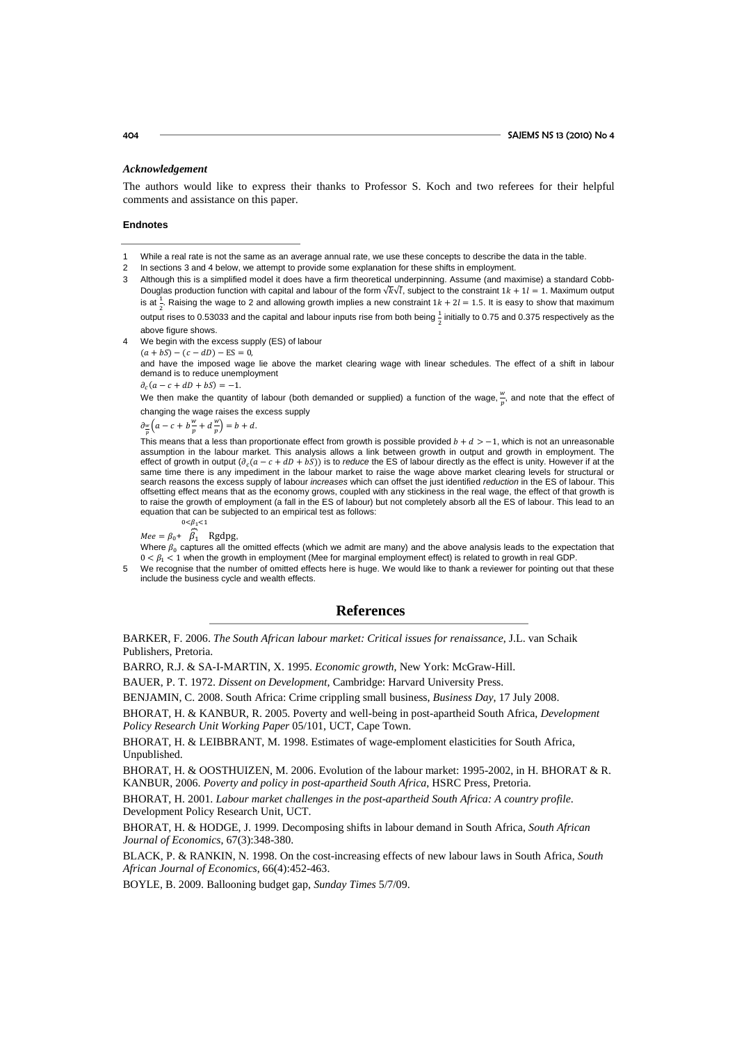### *Acknowledgement*

The authors would like to express their thanks to Professor S. Koch and two referees for their helpful comments and assistance on this paper.

**Endnotes**

1. While a real rate is not the same as an average annual rate, we use these concepts to describe the data in the table.
2. In sections 3 and 4 below, we attempt to provide some explanation for these shifts in employment.
3. Although this is a simplified model it does have a firm theoretical underpinning. Assume (and maximise) a standard Cobb-Douglas production function with capital and labour of the form $\sqrt{k}\sqrt{l}$, subject to the constraint $1k + 1l = 1$. Maximum output is at $\frac{1}{2}$. Raising the wage to 2 and allowing growth implies a new constraint $1k + 2l = 1.5$. It is easy to show that maximum output rises to 0.53033 and the capital and labour inputs rise from both being $\frac{1}{2}$ initially to 0.75 and 0.375 respectively as the above figure shows.
4. We begin with the excess supply (ES) of labour

   $(a + bS) - (c - dD) - \text{ES} = 0,$

   and have the imposed wage lie above the market clearing wage with linear schedules. The effect of a shift in labour demand is to reduce unemployment

   $\partial_c(a - c + dD + bS) = -1.$

   We then make the quantity of labour (both demanded or supplied) a function of the wage, $\frac{w}{p}$, and note that the effect of changing the wage raises the excess supply

   $\partial_{\frac{w}{p}}\left(a - c + b\frac{w}{p} + d\frac{w}{p}\right) = b + d.$

   This means that a less than proportionate effect from growth is possible provided $b + d > -1$, which is not an unreasonable assumption in the labour market. This analysis allows a link between growth in output and growth in employment. The effect of growth in output ($\partial_c(a - c + dD + bS)$) is to *reduce* the ES of labour directly as the effect is unity. However if at the same time there is any impediment in the labour market to raise the wage above market clearing levels for structural or search reasons the excess supply of labour *increases* which can offset the just identified *reduction* in the ES of labour. This offsetting effect means that as the economy grows, coupled with any stickiness in the real wage, the effect of that growth is to raise the growth of employment (a fall in the ES of labour) but not completely absorb all the ES of labour. This lead to an equation that can be subjected to an empirical test as follows:

   $Mee = \beta_0 + \overset{0<\beta_1<1}{\widehat{\beta_1}} \text{ Rgdpg},$

   Where $\beta_0$ captures all the omitted effects (which we admit are many) and the above analysis leads to the expectation that $0 < \beta_1 < 1$ when the growth in employment (Mee for marginal employment effect) is related to growth in real GDP.
5. We recognise that the number of omitted effects here is huge. We would like to thank a reviewer for pointing out that these include the business cycle and wealth effects.

## References

BARKER, F. 2006. *The South African labour market: Critical issues for renaissance*, J.L. van Schaik Publishers, Pretoria.

BARRO, R.J. & SA-I-MARTIN, X. 1995. *Economic growth*, New York: McGraw-Hill.

BAUER, P. T. 1972. *Dissent on Development*, Cambridge: Harvard University Press.

BENJAMIN, C. 2008. South Africa: Crime crippling small business, *Business Day*, 17 July 2008.

BHORAT, H. & KANBUR, R. 2005. Poverty and well-being in post-apartheid South Africa, *Development Policy Research Unit Working Paper* 05/101, UCT, Cape Town.

BHORAT, H. & LEIBBRANT, M. 1998. Estimates of wage-emploment elasticities for South Africa, Unpublished.

BHORAT, H. & OOSTHUIZEN, M. 2006. Evolution of the labour market: 1995-2002, in H. BHORAT & R. KANBUR, 2006. *Poverty and policy in post-apartheid South Africa*, HSRC Press, Pretoria.

BHORAT, H. 2001. *Labour market challenges in the post-apartheid South Africa: A country profile*. Development Policy Research Unit, UCT.

BHORAT, H. & HODGE, J. 1999. Decomposing shifts in labour demand in South Africa, *South African Journal of Economics*, 67(3):348-380.

BLACK, P. & RANKIN, N. 1998. On the cost-increasing effects of new labour laws in South Africa, *South African Journal of Economics*, 66(4):452-463.

BOYLE, B. 2009. Ballooning budget gap, *Sunday Times* 5/7/09.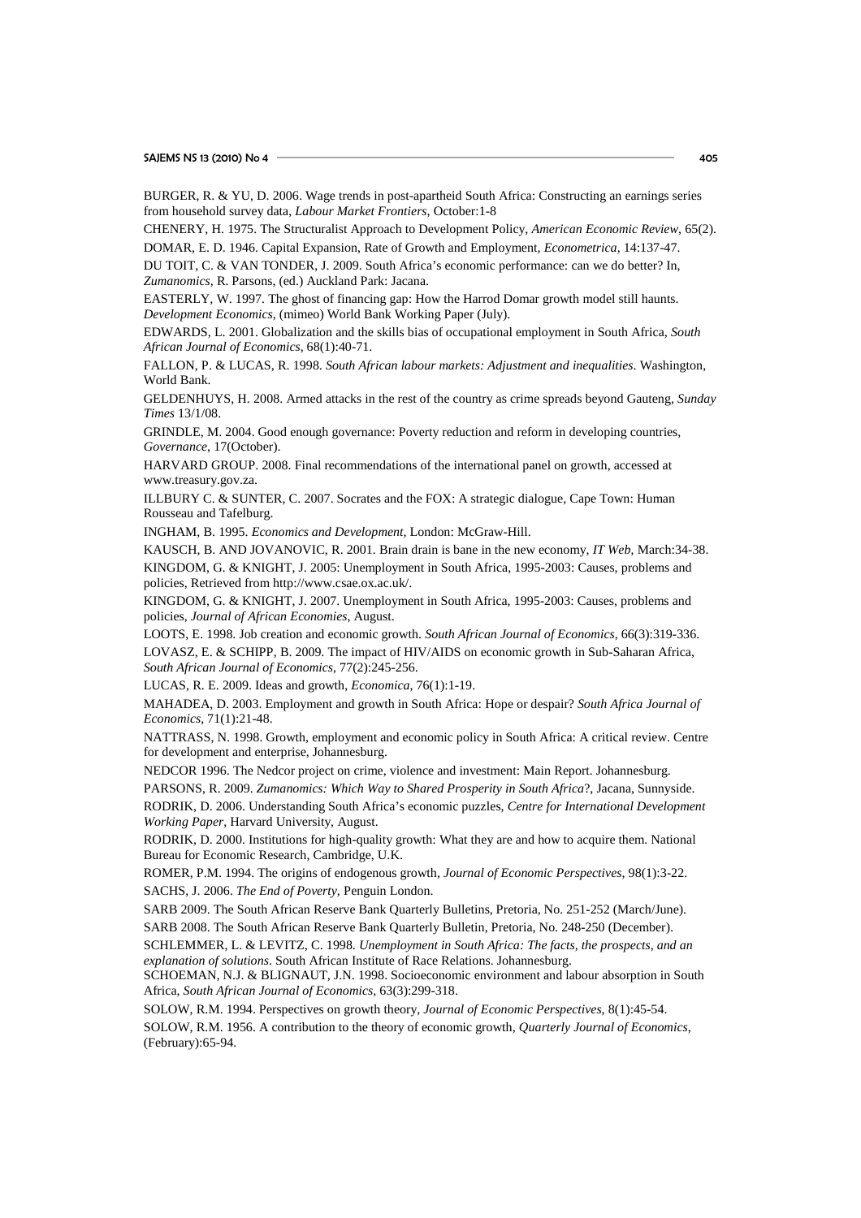BURGER, R. & YU, D. 2006. Wage trends in post-apartheid South Africa: Constructing an earnings series from household survey data, *Labour Market Frontiers*, October:1-8

CHENERY, H. 1975. The Structuralist Approach to Development Policy, *American Economic Review*, 65(2).

DOMAR, E. D. 1946. Capital Expansion, Rate of Growth and Employment, *Econometrica*, 14:137-47.

DU TOIT, C. & VAN TONDER, J. 2009. South Africa's economic performance: can we do better? In, *Zumanomics*, R. Parsons, (ed.) Auckland Park: Jacana.

EASTERLY, W. 1997. The ghost of financing gap: How the Harrod Domar growth model still haunts. *Development Economics*, (mimeo) World Bank Working Paper (July).

EDWARDS, L. 2001. Globalization and the skills bias of occupational employment in South Africa, *South African Journal of Economics*, 68(1):40-71.

FALLON, P. & LUCAS, R. 1998. *South African labour markets: Adjustment and inequalities*. Washington, World Bank.

GELDENHUYS, H. 2008. Armed attacks in the rest of the country as crime spreads beyond Gauteng, *Sunday Times* 13/1/08.

GRINDLE, M. 2004. Good enough governance: Poverty reduction and reform in developing countries, *Governance*, 17(October).

HARVARD GROUP. 2008. Final recommendations of the international panel on growth, accessed at www.treasury.gov.za.

ILLBURY C. & SUNTER, C. 2007. Socrates and the FOX: A strategic dialogue, Cape Town: Human Rousseau and Tafelburg.

INGHAM, B. 1995. *Economics and Development*, London: McGraw-Hill.

KAUSCH, B. AND JOVANOVIC, R. 2001. Brain drain is bane in the new economy, *IT Web*, March:34-38.

KINGDOM, G. & KNIGHT, J. 2005: Unemployment in South Africa, 1995-2003: Causes, problems and policies, Retrieved from http://www.csae.ox.ac.uk/.

KINGDOM, G. & KNIGHT, J. 2007. Unemployment in South Africa, 1995-2003: Causes, problems and policies, *Journal of African Economies*, August.

LOOTS, E. 1998. Job creation and economic growth. *South African Journal of Economics*, 66(3):319-336.

LOVASZ, E. & SCHIPP, B. 2009. The impact of HIV/AIDS on economic growth in Sub-Saharan Africa, *South African Journal of Economics*, 77(2):245-256.

LUCAS, R. E. 2009. Ideas and growth, *Economica*, 76(1):1-19.

MAHADEA, D. 2003. Employment and growth in South Africa: Hope or despair? *South Africa Journal of Economics*, 71(1):21-48.

NATTRASS, N. 1998. Growth, employment and economic policy in South Africa: A critical review. Centre for development and enterprise, Johannesburg.

NEDCOR 1996. The Nedcor project on crime, violence and investment: Main Report. Johannesburg.

PARSONS, R. 2009. *Zumanomics: Which Way to Shared Prosperity in South Africa*?, Jacana, Sunnyside.

RODRIK, D. 2006. Understanding South Africa's economic puzzles, *Centre for International Development Working Paper*, Harvard University, August.

RODRIK, D. 2000. Institutions for high-quality growth: What they are and how to acquire them. National Bureau for Economic Research, Cambridge, U.K.

ROMER, P.M. 1994. The origins of endogenous growth, *Journal of Economic Perspectives*, 98(1):3-22.

SACHS, J. 2006. *The End of Poverty*, Penguin London.

SARB 2009. The South African Reserve Bank Quarterly Bulletins, Pretoria, No. 251-252 (March/June).

SARB 2008. The South African Reserve Bank Quarterly Bulletin, Pretoria, No. 248-250 (December).

SCHLEMMER, L. & LEVITZ, C. 1998. *Unemployment in South Africa: The facts, the prospects, and an explanation of solutions*. South African Institute of Race Relations. Johannesburg.

SCHOEMAN, N.J. & BLIGNAUT, J.N. 1998. Socioeconomic environment and labour absorption in South Africa, *South African Journal of Economics*, 63(3):299-318.

SOLOW, R.M. 1994. Perspectives on growth theory, *Journal of Economic Perspectives*, 8(1):45-54.

SOLOW, R.M. 1956. A contribution to the theory of economic growth, *Quarterly Journal of Economics*, (February):65-94.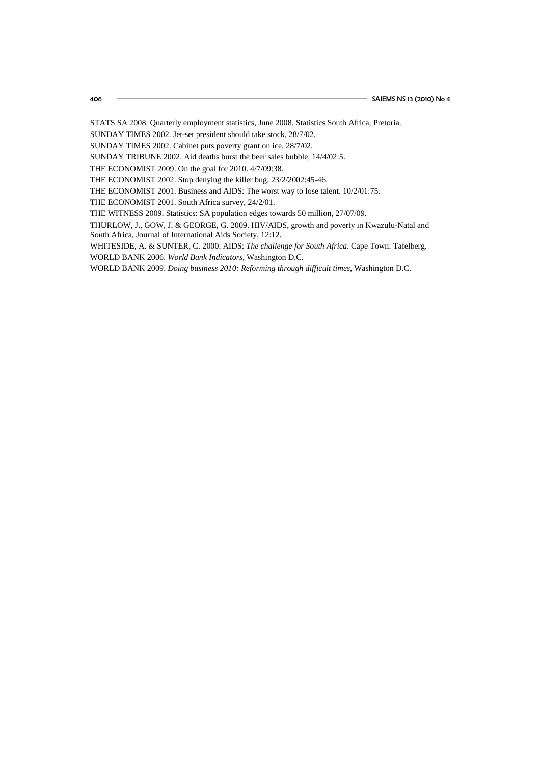STATS SA 2008. Quarterly employment statistics, June 2008. Statistics South Africa, Pretoria.

SUNDAY TIMES 2002. Jet-set president should take stock, 28/7/02.

SUNDAY TIMES 2002. Cabinet puts poverty grant on ice, 28/7/02.

SUNDAY TRIBUNE 2002. Aid deaths burst the beer sales bubble, 14/4/02:5.

THE ECONOMIST 2009. On the goal for 2010. 4/7/09:38.

THE ECONOMIST 2002. Stop denying the killer bug, 23/2/2002:45-46.

THE ECONOMIST 2001. Business and AIDS: The worst way to lose talent. 10/2/01:75.

THE ECONOMIST 2001. South Africa survey, 24/2/01.

THE WITNESS 2009. Statistics: SA population edges towards 50 million, 27/07/09.

THURLOW, J., GOW, J. & GEORGE, G. 2009. HIV/AIDS, growth and poverty in Kwazulu-Natal and South Africa, Journal of International Aids Society, 12:12.

WHITESIDE, A. & SUNTER, C. 2000. AIDS: *The challenge for South Africa*. Cape Town: Tafelberg.

WORLD BANK 2006. *World Bank Indicators*, Washington D.C.

WORLD BANK 2009. *Doing business 2010: Reforming through difficult times*, Washington D.C.